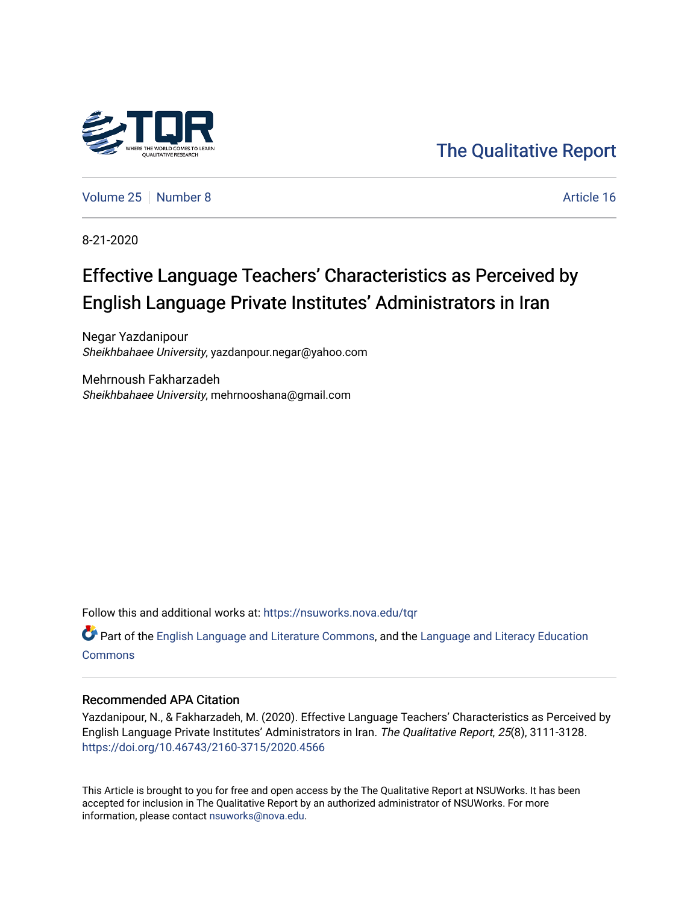The Qualitative Report

Volume 25 | Number 8 | Article 16

8-21-2020

# Effective Language Teachers' Characteristics as Perceived by English Language Private Institutes' Administrators in Iran

Negar Yazdanipour
*Sheikhbahaee University*, yazdanpour.negar@yahoo.com

Mehrnoush Fakharzadeh
*Sheikhbahaee University*, mehrnooshana@gmail.com

Follow this and additional works at: https://nsuworks.nova.edu/tqr

Part of the English Language and Literature Commons, and the Language and Literacy Education Commons

## Recommended APA Citation

Yazdanipour, N., & Fakharzadeh, M. (2020). Effective Language Teachers' Characteristics as Perceived by English Language Private Institutes' Administrators in Iran. *The Qualitative Report*, *25*(8), 3111-3128. https://doi.org/10.46743/2160-3715/2020.4566

This Article is brought to you for free and open access by the The Qualitative Report at NSUWorks. It has been accepted for inclusion in The Qualitative Report by an authorized administrator of NSUWorks. For more information, please contact nsuworks@nova.edu.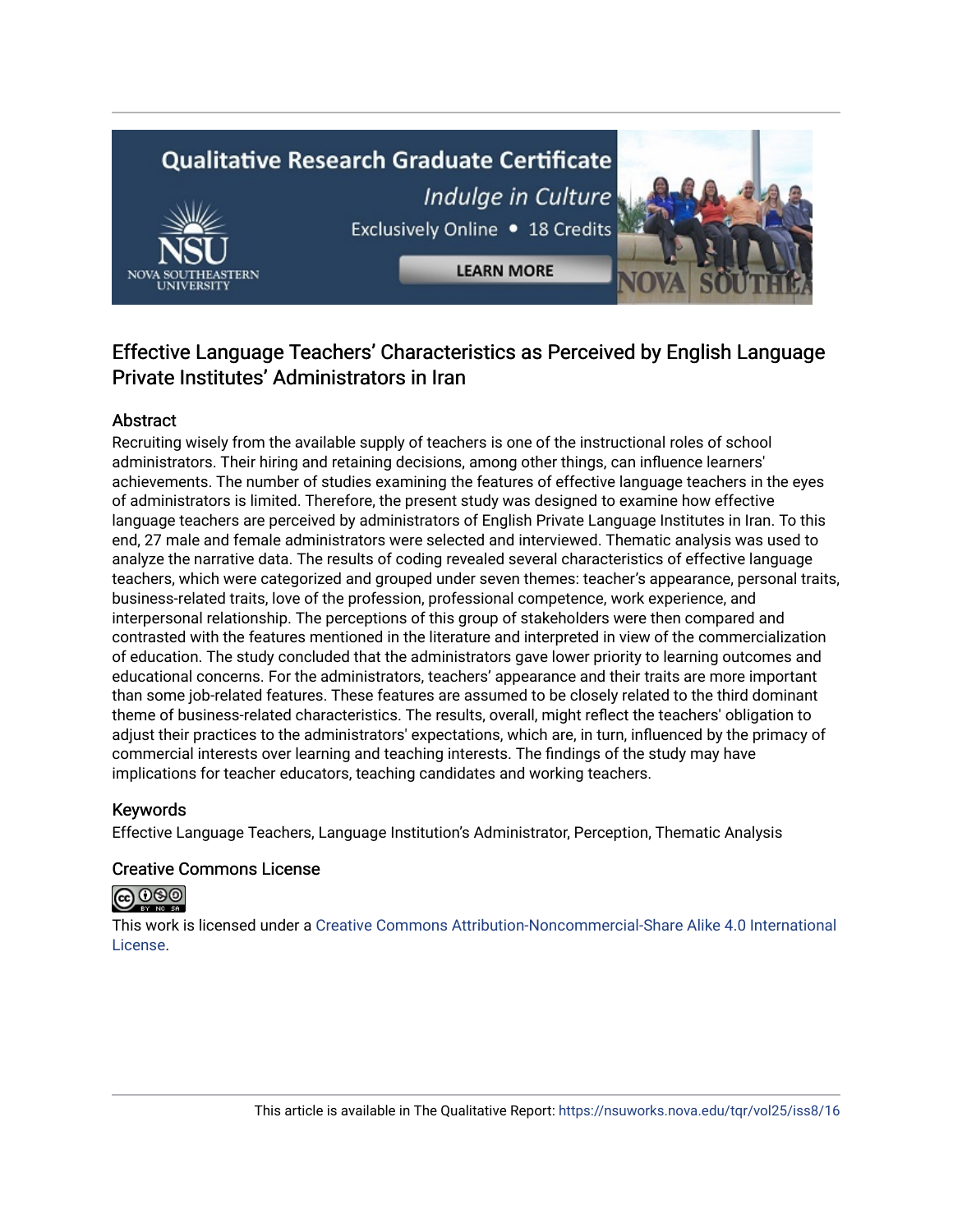# Effective Language Teachers' Characteristics as Perceived by English Language Private Institutes' Administrators in Iran

## Abstract

Recruiting wisely from the available supply of teachers is one of the instructional roles of school administrators. Their hiring and retaining decisions, among other things, can influence learners' achievements. The number of studies examining the features of effective language teachers in the eyes of administrators is limited. Therefore, the present study was designed to examine how effective language teachers are perceived by administrators of English Private Language Institutes in Iran. To this end, 27 male and female administrators were selected and interviewed. Thematic analysis was used to analyze the narrative data. The results of coding revealed several characteristics of effective language teachers, which were categorized and grouped under seven themes: teacher's appearance, personal traits, business-related traits, love of the profession, professional competence, work experience, and interpersonal relationship. The perceptions of this group of stakeholders were then compared and contrasted with the features mentioned in the literature and interpreted in view of the commercialization of education. The study concluded that the administrators gave lower priority to learning outcomes and educational concerns. For the administrators, teachers' appearance and their traits are more important than some job-related features. These features are assumed to be closely related to the third dominant theme of business-related characteristics. The results, overall, might reflect the teachers' obligation to adjust their practices to the administrators' expectations, which are, in turn, influenced by the primacy of commercial interests over learning and teaching interests. The findings of the study may have implications for teacher educators, teaching candidates and working teachers.

## Keywords

Effective Language Teachers, Language Institution's Administrator, Perception, Thematic Analysis

## Creative Commons License

This work is licensed under a Creative Commons Attribution-Noncommercial-Share Alike 4.0 International License.

This article is available in The Qualitative Report: https://nsuworks.nova.edu/tqr/vol25/iss8/16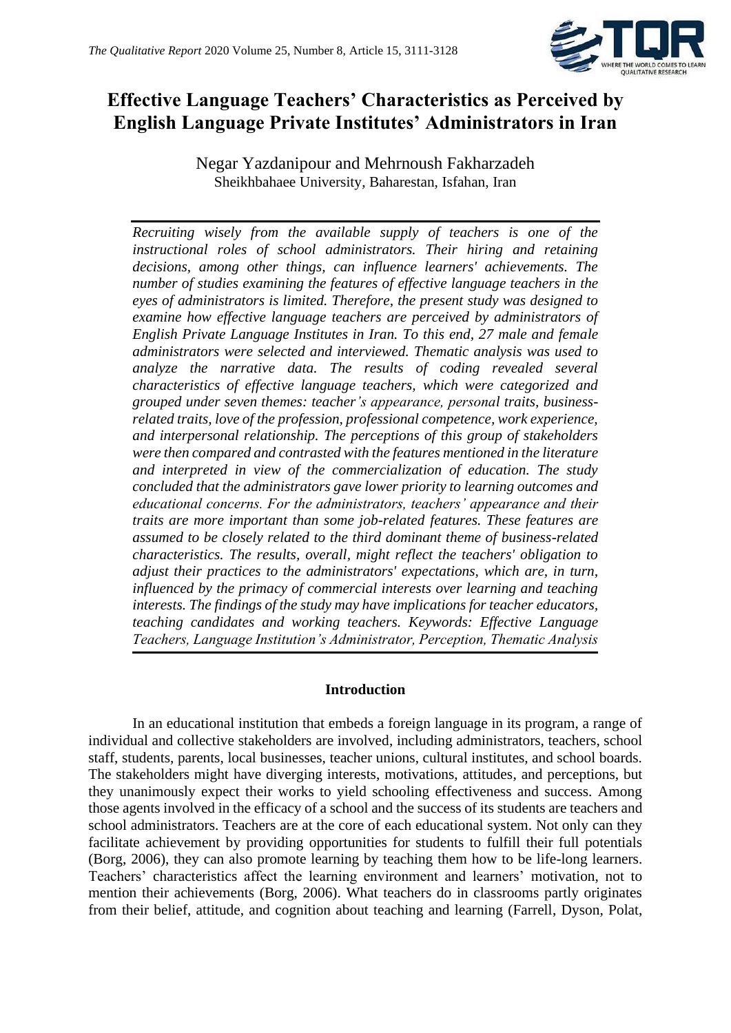# Effective Language Teachers' Characteristics as Perceived by English Language Private Institutes' Administrators in Iran

Negar Yazdanipour and Mehrnoush Fakharzadeh
Sheikhbahaee University, Baharestan, Isfahan, Iran

*Recruiting wisely from the available supply of teachers is one of the instructional roles of school administrators. Their hiring and retaining decisions, among other things, can influence learners' achievements. The number of studies examining the features of effective language teachers in the eyes of administrators is limited. Therefore, the present study was designed to examine how effective language teachers are perceived by administrators of English Private Language Institutes in Iran. To this end, 27 male and female administrators were selected and interviewed. Thematic analysis was used to analyze the narrative data. The results of coding revealed several characteristics of effective language teachers, which were categorized and grouped under seven themes: teacher's appearance, personal traits, business-related traits, love of the profession, professional competence, work experience, and interpersonal relationship. The perceptions of this group of stakeholders were then compared and contrasted with the features mentioned in the literature and interpreted in view of the commercialization of education. The study concluded that the administrators gave lower priority to learning outcomes and educational concerns. For the administrators, teachers' appearance and their traits are more important than some job-related features. These features are assumed to be closely related to the third dominant theme of business-related characteristics. The results, overall, might reflect the teachers' obligation to adjust their practices to the administrators' expectations, which are, in turn, influenced by the primacy of commercial interests over learning and teaching interests. The findings of the study may have implications for teacher educators, teaching candidates and working teachers. Keywords: Effective Language Teachers, Language Institution's Administrator, Perception, Thematic Analysis*

## Introduction

In an educational institution that embeds a foreign language in its program, a range of individual and collective stakeholders are involved, including administrators, teachers, school staff, students, parents, local businesses, teacher unions, cultural institutes, and school boards. The stakeholders might have diverging interests, motivations, attitudes, and perceptions, but they unanimously expect their works to yield schooling effectiveness and success. Among those agents involved in the efficacy of a school and the success of its students are teachers and school administrators. Teachers are at the core of each educational system. Not only can they facilitate achievement by providing opportunities for students to fulfill their full potentials (Borg, 2006), they can also promote learning by teaching them how to be life-long learners. Teachers' characteristics affect the learning environment and learners' motivation, not to mention their achievements (Borg, 2006). What teachers do in classrooms partly originates from their belief, attitude, and cognition about teaching and learning (Farrell, Dyson, Polat,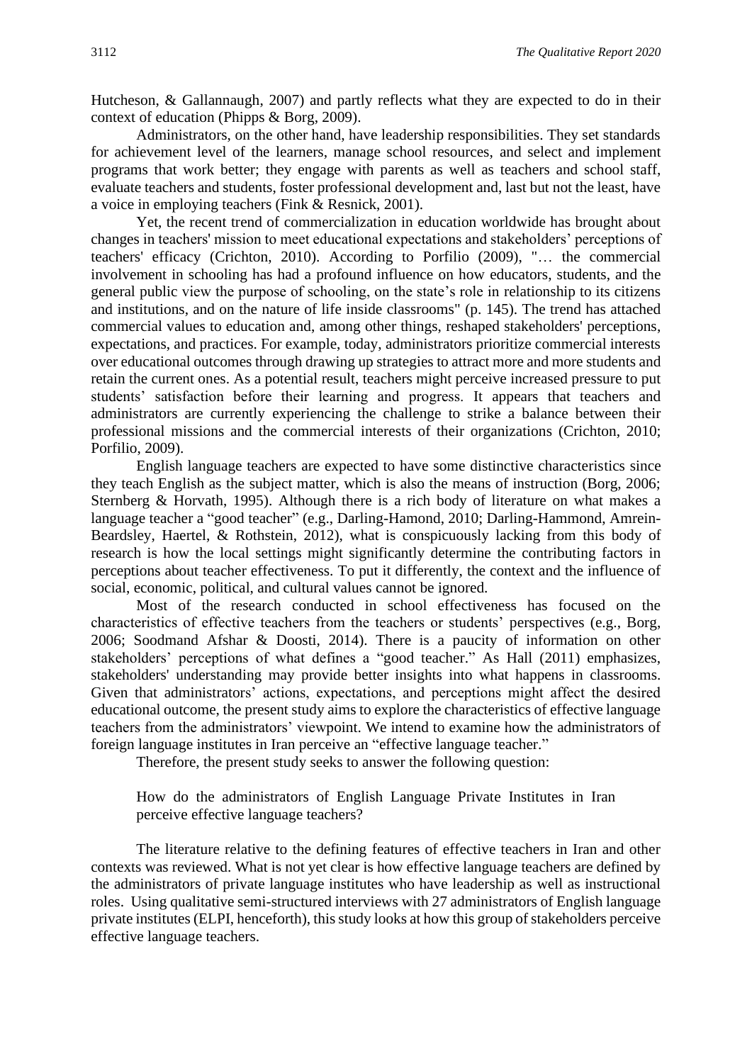Hutcheson, & Gallannaugh, 2007) and partly reflects what they are expected to do in their context of education (Phipps & Borg, 2009).

Administrators, on the other hand, have leadership responsibilities. They set standards for achievement level of the learners, manage school resources, and select and implement programs that work better; they engage with parents as well as teachers and school staff, evaluate teachers and students, foster professional development and, last but not the least, have a voice in employing teachers (Fink & Resnick, 2001).

Yet, the recent trend of commercialization in education worldwide has brought about changes in teachers' mission to meet educational expectations and stakeholders' perceptions of teachers' efficacy (Crichton, 2010). According to Porfilio (2009), "… the commercial involvement in schooling has had a profound influence on how educators, students, and the general public view the purpose of schooling, on the state's role in relationship to its citizens and institutions, and on the nature of life inside classrooms" (p. 145). The trend has attached commercial values to education and, among other things, reshaped stakeholders' perceptions, expectations, and practices. For example, today, administrators prioritize commercial interests over educational outcomes through drawing up strategies to attract more and more students and retain the current ones. As a potential result, teachers might perceive increased pressure to put students' satisfaction before their learning and progress. It appears that teachers and administrators are currently experiencing the challenge to strike a balance between their professional missions and the commercial interests of their organizations (Crichton, 2010; Porfilio, 2009).

English language teachers are expected to have some distinctive characteristics since they teach English as the subject matter, which is also the means of instruction (Borg, 2006; Sternberg & Horvath, 1995). Although there is a rich body of literature on what makes a language teacher a "good teacher" (e.g., Darling-Hamond, 2010; Darling-Hammond, Amrein-Beardsley, Haertel, & Rothstein, 2012), what is conspicuously lacking from this body of research is how the local settings might significantly determine the contributing factors in perceptions about teacher effectiveness. To put it differently, the context and the influence of social, economic, political, and cultural values cannot be ignored.

Most of the research conducted in school effectiveness has focused on the characteristics of effective teachers from the teachers or students' perspectives (e.g., Borg, 2006; Soodmand Afshar & Doosti, 2014). There is a paucity of information on other stakeholders' perceptions of what defines a "good teacher." As Hall (2011) emphasizes, stakeholders' understanding may provide better insights into what happens in classrooms. Given that administrators' actions, expectations, and perceptions might affect the desired educational outcome, the present study aims to explore the characteristics of effective language teachers from the administrators' viewpoint. We intend to examine how the administrators of foreign language institutes in Iran perceive an "effective language teacher."

Therefore, the present study seeks to answer the following question:

> How do the administrators of English Language Private Institutes in Iran perceive effective language teachers?

The literature relative to the defining features of effective teachers in Iran and other contexts was reviewed. What is not yet clear is how effective language teachers are defined by the administrators of private language institutes who have leadership as well as instructional roles. Using qualitative semi-structured interviews with 27 administrators of English language private institutes (ELPI, henceforth), this study looks at how this group of stakeholders perceive effective language teachers.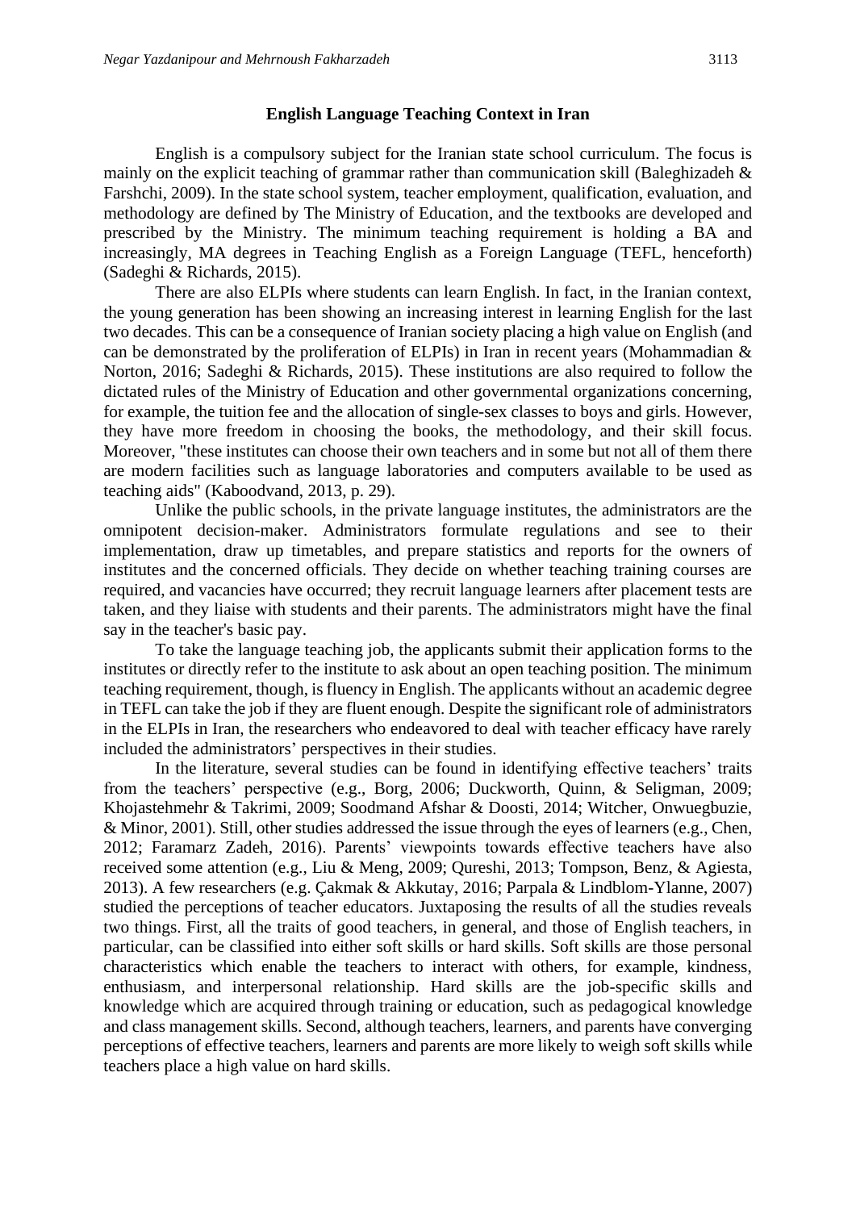## English Language Teaching Context in Iran

English is a compulsory subject for the Iranian state school curriculum. The focus is mainly on the explicit teaching of grammar rather than communication skill (Baleghizadeh & Farshchi, 2009). In the state school system, teacher employment, qualification, evaluation, and methodology are defined by The Ministry of Education, and the textbooks are developed and prescribed by the Ministry. The minimum teaching requirement is holding a BA and increasingly, MA degrees in Teaching English as a Foreign Language (TEFL, henceforth) (Sadeghi & Richards, 2015).

There are also ELPIs where students can learn English. In fact, in the Iranian context, the young generation has been showing an increasing interest in learning English for the last two decades. This can be a consequence of Iranian society placing a high value on English (and can be demonstrated by the proliferation of ELPIs) in Iran in recent years (Mohammadian & Norton, 2016; Sadeghi & Richards, 2015). These institutions are also required to follow the dictated rules of the Ministry of Education and other governmental organizations concerning, for example, the tuition fee and the allocation of single-sex classes to boys and girls. However, they have more freedom in choosing the books, the methodology, and their skill focus. Moreover, "these institutes can choose their own teachers and in some but not all of them there are modern facilities such as language laboratories and computers available to be used as teaching aids" (Kaboodvand, 2013, p. 29).

Unlike the public schools, in the private language institutes, the administrators are the omnipotent decision-maker. Administrators formulate regulations and see to their implementation, draw up timetables, and prepare statistics and reports for the owners of institutes and the concerned officials. They decide on whether teaching training courses are required, and vacancies have occurred; they recruit language learners after placement tests are taken, and they liaise with students and their parents. The administrators might have the final say in the teacher's basic pay.

To take the language teaching job, the applicants submit their application forms to the institutes or directly refer to the institute to ask about an open teaching position. The minimum teaching requirement, though, is fluency in English. The applicants without an academic degree in TEFL can take the job if they are fluent enough. Despite the significant role of administrators in the ELPIs in Iran, the researchers who endeavored to deal with teacher efficacy have rarely included the administrators' perspectives in their studies.

In the literature, several studies can be found in identifying effective teachers' traits from the teachers' perspective (e.g., Borg, 2006; Duckworth, Quinn, & Seligman, 2009; Khojastehmehr & Takrimi, 2009; Soodmand Afshar & Doosti, 2014; Witcher, Onwuegbuzie, & Minor, 2001). Still, other studies addressed the issue through the eyes of learners (e.g., Chen, 2012; Faramarz Zadeh, 2016). Parents' viewpoints towards effective teachers have also received some attention (e.g., Liu & Meng, 2009; Qureshi, 2013; Tompson, Benz, & Agiesta, 2013). A few researchers (e.g. Çakmak & Akkutay, 2016; Parpala & Lindblom-Ylanne, 2007) studied the perceptions of teacher educators. Juxtaposing the results of all the studies reveals two things. First, all the traits of good teachers, in general, and those of English teachers, in particular, can be classified into either soft skills or hard skills. Soft skills are those personal characteristics which enable the teachers to interact with others, for example, kindness, enthusiasm, and interpersonal relationship. Hard skills are the job-specific skills and knowledge which are acquired through training or education, such as pedagogical knowledge and class management skills. Second, although teachers, learners, and parents have converging perceptions of effective teachers, learners and parents are more likely to weigh soft skills while teachers place a high value on hard skills.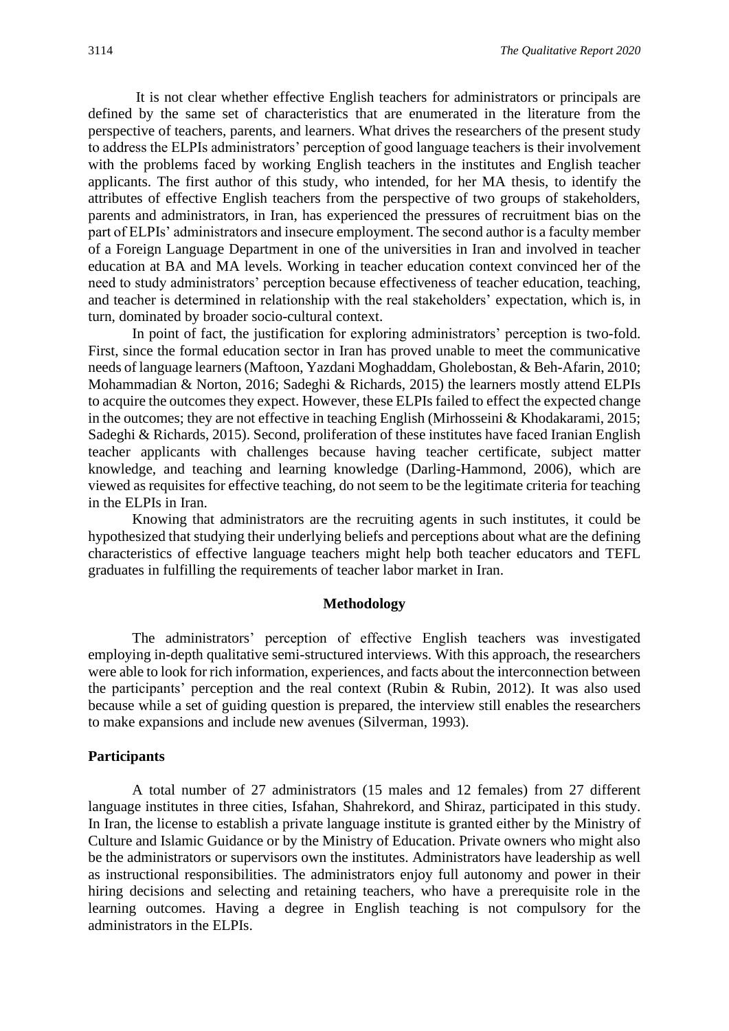It is not clear whether effective English teachers for administrators or principals are defined by the same set of characteristics that are enumerated in the literature from the perspective of teachers, parents, and learners. What drives the researchers of the present study to address the ELPIs administrators' perception of good language teachers is their involvement with the problems faced by working English teachers in the institutes and English teacher applicants. The first author of this study, who intended, for her MA thesis, to identify the attributes of effective English teachers from the perspective of two groups of stakeholders, parents and administrators, in Iran, has experienced the pressures of recruitment bias on the part of ELPIs' administrators and insecure employment. The second author is a faculty member of a Foreign Language Department in one of the universities in Iran and involved in teacher education at BA and MA levels. Working in teacher education context convinced her of the need to study administrators' perception because effectiveness of teacher education, teaching, and teacher is determined in relationship with the real stakeholders' expectation, which is, in turn, dominated by broader socio-cultural context.

In point of fact, the justification for exploring administrators' perception is two-fold. First, since the formal education sector in Iran has proved unable to meet the communicative needs of language learners (Maftoon, Yazdani Moghaddam, Gholebostan, & Beh-Afarin, 2010; Mohammadian & Norton, 2016; Sadeghi & Richards, 2015) the learners mostly attend ELPIs to acquire the outcomes they expect. However, these ELPIs failed to effect the expected change in the outcomes; they are not effective in teaching English (Mirhosseini & Khodakarami, 2015; Sadeghi & Richards, 2015). Second, proliferation of these institutes have faced Iranian English teacher applicants with challenges because having teacher certificate, subject matter knowledge, and teaching and learning knowledge (Darling-Hammond, 2006), which are viewed as requisites for effective teaching, do not seem to be the legitimate criteria for teaching in the ELPIs in Iran.

Knowing that administrators are the recruiting agents in such institutes, it could be hypothesized that studying their underlying beliefs and perceptions about what are the defining characteristics of effective language teachers might help both teacher educators and TEFL graduates in fulfilling the requirements of teacher labor market in Iran.

## Methodology

The administrators' perception of effective English teachers was investigated employing in-depth qualitative semi-structured interviews. With this approach, the researchers were able to look for rich information, experiences, and facts about the interconnection between the participants' perception and the real context (Rubin & Rubin, 2012). It was also used because while a set of guiding question is prepared, the interview still enables the researchers to make expansions and include new avenues (Silverman, 1993).

### Participants

A total number of 27 administrators (15 males and 12 females) from 27 different language institutes in three cities, Isfahan, Shahrekord, and Shiraz, participated in this study. In Iran, the license to establish a private language institute is granted either by the Ministry of Culture and Islamic Guidance or by the Ministry of Education. Private owners who might also be the administrators or supervisors own the institutes. Administrators have leadership as well as instructional responsibilities. The administrators enjoy full autonomy and power in their hiring decisions and selecting and retaining teachers, who have a prerequisite role in the learning outcomes. Having a degree in English teaching is not compulsory for the administrators in the ELPIs.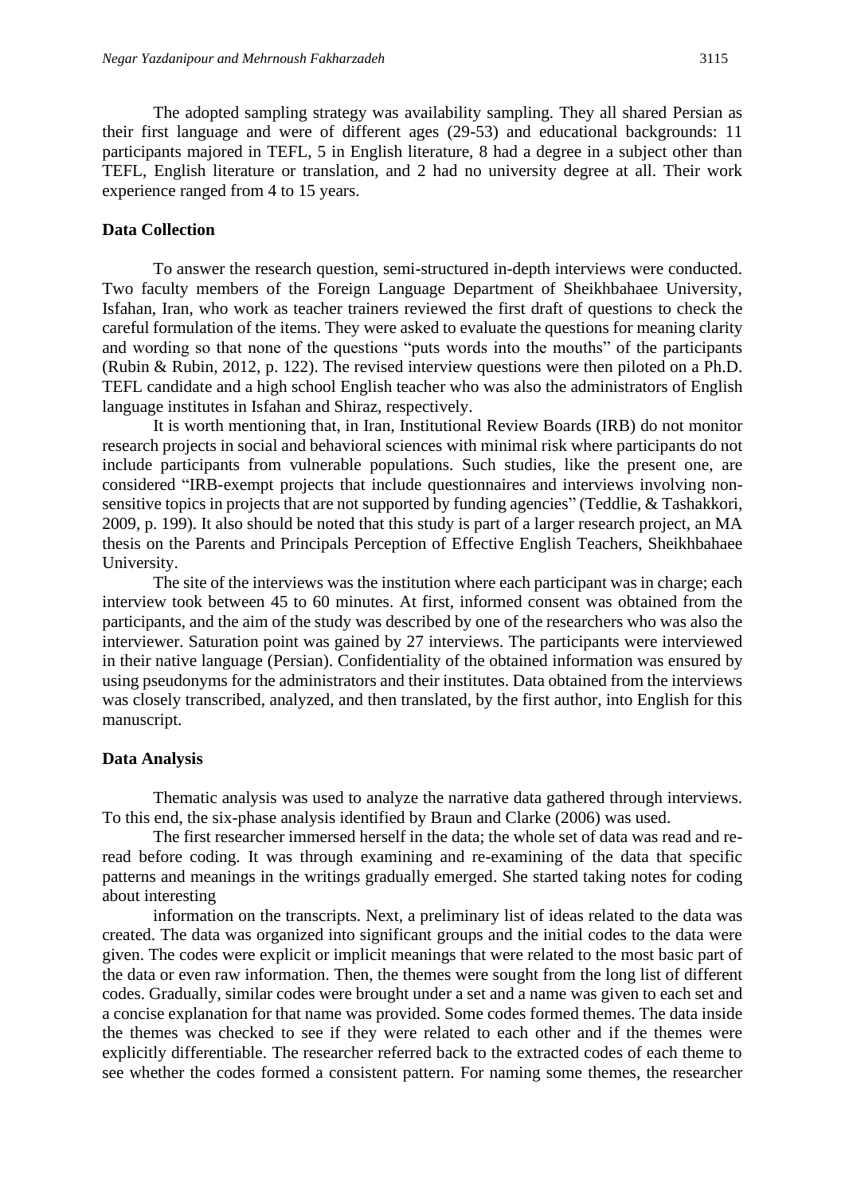The adopted sampling strategy was availability sampling. They all shared Persian as their first language and were of different ages (29-53) and educational backgrounds: 11 participants majored in TEFL, 5 in English literature, 8 had a degree in a subject other than TEFL, English literature or translation, and 2 had no university degree at all. Their work experience ranged from 4 to 15 years.

## Data Collection

To answer the research question, semi-structured in-depth interviews were conducted. Two faculty members of the Foreign Language Department of Sheikhbahaee University, Isfahan, Iran, who work as teacher trainers reviewed the first draft of questions to check the careful formulation of the items. They were asked to evaluate the questions for meaning clarity and wording so that none of the questions "puts words into the mouths" of the participants (Rubin & Rubin, 2012, p. 122). The revised interview questions were then piloted on a Ph.D. TEFL candidate and a high school English teacher who was also the administrators of English language institutes in Isfahan and Shiraz, respectively.

It is worth mentioning that, in Iran, Institutional Review Boards (IRB) do not monitor research projects in social and behavioral sciences with minimal risk where participants do not include participants from vulnerable populations. Such studies, like the present one, are considered "IRB-exempt projects that include questionnaires and interviews involving non-sensitive topics in projects that are not supported by funding agencies" (Teddlie, & Tashakkori, 2009, p. 199). It also should be noted that this study is part of a larger research project, an MA thesis on the Parents and Principals Perception of Effective English Teachers, Sheikhbahaee University.

The site of the interviews was the institution where each participant was in charge; each interview took between 45 to 60 minutes. At first, informed consent was obtained from the participants, and the aim of the study was described by one of the researchers who was also the interviewer. Saturation point was gained by 27 interviews. The participants were interviewed in their native language (Persian). Confidentiality of the obtained information was ensured by using pseudonyms for the administrators and their institutes. Data obtained from the interviews was closely transcribed, analyzed, and then translated, by the first author, into English for this manuscript.

## Data Analysis

Thematic analysis was used to analyze the narrative data gathered through interviews. To this end, the six-phase analysis identified by Braun and Clarke (2006) was used.

The first researcher immersed herself in the data; the whole set of data was read and re-read before coding. It was through examining and re-examining of the data that specific patterns and meanings in the writings gradually emerged. She started taking notes for coding about interesting

information on the transcripts. Next, a preliminary list of ideas related to the data was created. The data was organized into significant groups and the initial codes to the data were given. The codes were explicit or implicit meanings that were related to the most basic part of the data or even raw information. Then, the themes were sought from the long list of different codes. Gradually, similar codes were brought under a set and a name was given to each set and a concise explanation for that name was provided. Some codes formed themes. The data inside the themes was checked to see if they were related to each other and if the themes were explicitly differentiable. The researcher referred back to the extracted codes of each theme to see whether the codes formed a consistent pattern. For naming some themes, the researcher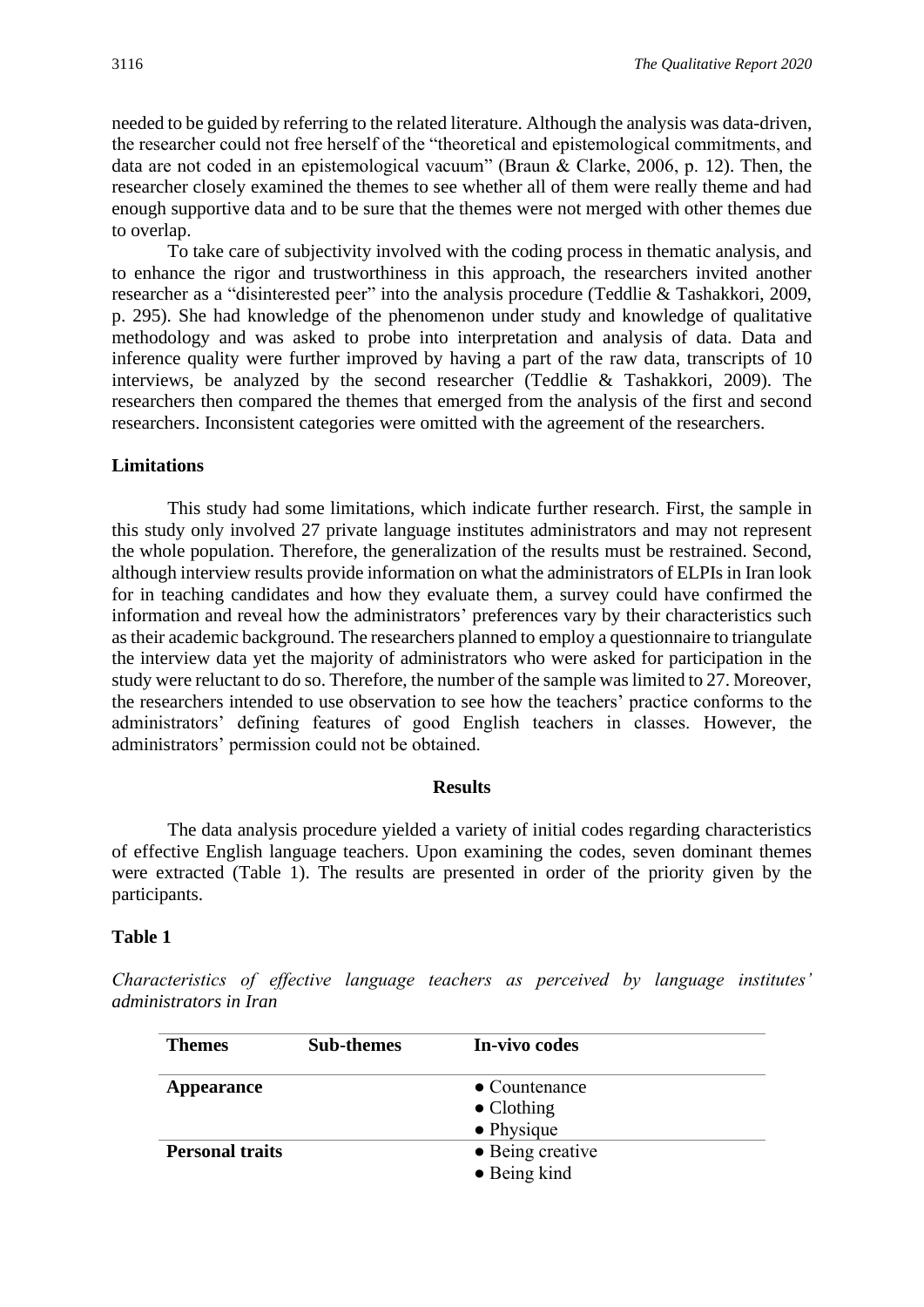needed to be guided by referring to the related literature. Although the analysis was data-driven, the researcher could not free herself of the "theoretical and epistemological commitments, and data are not coded in an epistemological vacuum" (Braun & Clarke, 2006, p. 12). Then, the researcher closely examined the themes to see whether all of them were really theme and had enough supportive data and to be sure that the themes were not merged with other themes due to overlap.

To take care of subjectivity involved with the coding process in thematic analysis, and to enhance the rigor and trustworthiness in this approach, the researchers invited another researcher as a "disinterested peer" into the analysis procedure (Teddlie & Tashakkori, 2009, p. 295). She had knowledge of the phenomenon under study and knowledge of qualitative methodology and was asked to probe into interpretation and analysis of data. Data and inference quality were further improved by having a part of the raw data, transcripts of 10 interviews, be analyzed by the second researcher (Teddlie & Tashakkori, 2009). The researchers then compared the themes that emerged from the analysis of the first and second researchers. Inconsistent categories were omitted with the agreement of the researchers.

### Limitations

This study had some limitations, which indicate further research. First, the sample in this study only involved 27 private language institutes administrators and may not represent the whole population. Therefore, the generalization of the results must be restrained. Second, although interview results provide information on what the administrators of ELPIs in Iran look for in teaching candidates and how they evaluate them, a survey could have confirmed the information and reveal how the administrators' preferences vary by their characteristics such as their academic background. The researchers planned to employ a questionnaire to triangulate the interview data yet the majority of administrators who were asked for participation in the study were reluctant to do so. Therefore, the number of the sample was limited to 27. Moreover, the researchers intended to use observation to see how the teachers' practice conforms to the administrators' defining features of good English teachers in classes. However, the administrators' permission could not be obtained.

## Results

The data analysis procedure yielded a variety of initial codes regarding characteristics of effective English language teachers. Upon examining the codes, seven dominant themes were extracted (Table 1). The results are presented in order of the priority given by the participants.

### Table 1

*Characteristics of effective language teachers as perceived by language institutes' administrators in Iran*

| Themes | Sub-themes | In-vivo codes |
|---|---|---|
| **Appearance** | | • Countenance<br>• Clothing<br>• Physique |
| **Personal traits** | | • Being creative<br>• Being kind |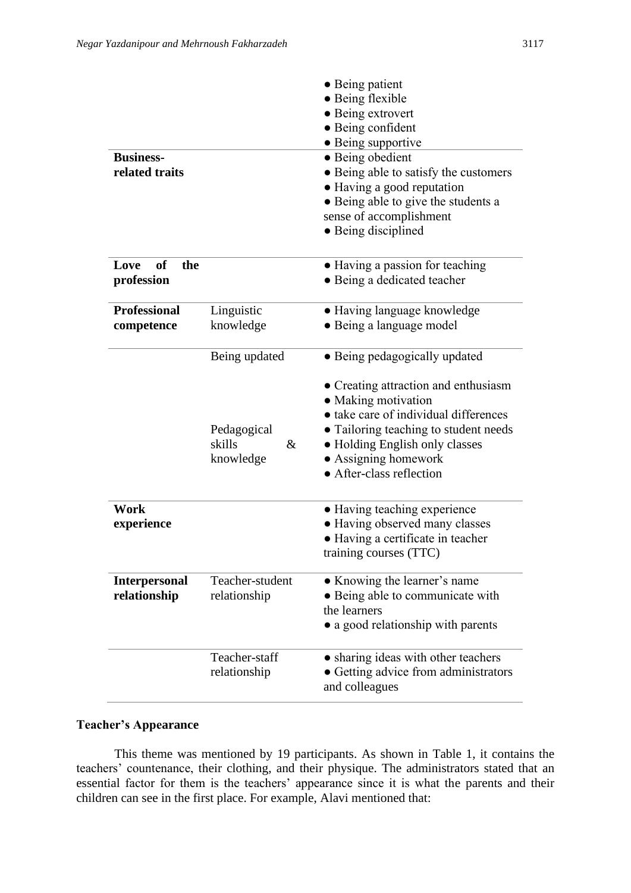| | | |
|---|---|---|
| | | • Being patient<br>• Being flexible<br>• Being extrovert<br>• Being confident<br>• Being supportive |
| **Business-related traits** | | • Being obedient<br>• Being able to satisfy the customers<br>• Having a good reputation<br>• Being able to give the students a sense of accomplishment<br>• Being disciplined |
| **Love of the profession** | | • Having a passion for teaching<br>• Being a dedicated teacher |
| **Professional competence** | Linguistic knowledge | • Having language knowledge<br>• Being a language model |
| | Being updated | • Being pedagogically updated |
| | Pedagogical skills & knowledge | • Creating attraction and enthusiasm<br>• Making motivation<br>• take care of individual differences<br>• Tailoring teaching to student needs<br>• Holding English only classes<br>• Assigning homework<br>• After-class reflection |
| **Work experience** | | • Having teaching experience<br>• Having observed many classes<br>• Having a certificate in teacher training courses (TTC) |
| **Interpersonal relationship** | Teacher-student relationship | • Knowing the learner's name<br>• Being able to communicate with the learners<br>• a good relationship with parents |
| | Teacher-staff relationship | • sharing ideas with other teachers<br>• Getting advice from administrators and colleagues |

### Teacher's Appearance

This theme was mentioned by 19 participants. As shown in Table 1, it contains the teachers' countenance, their clothing, and their physique. The administrators stated that an essential factor for them is the teachers' appearance since it is what the parents and their children can see in the first place. For example, Alavi mentioned that: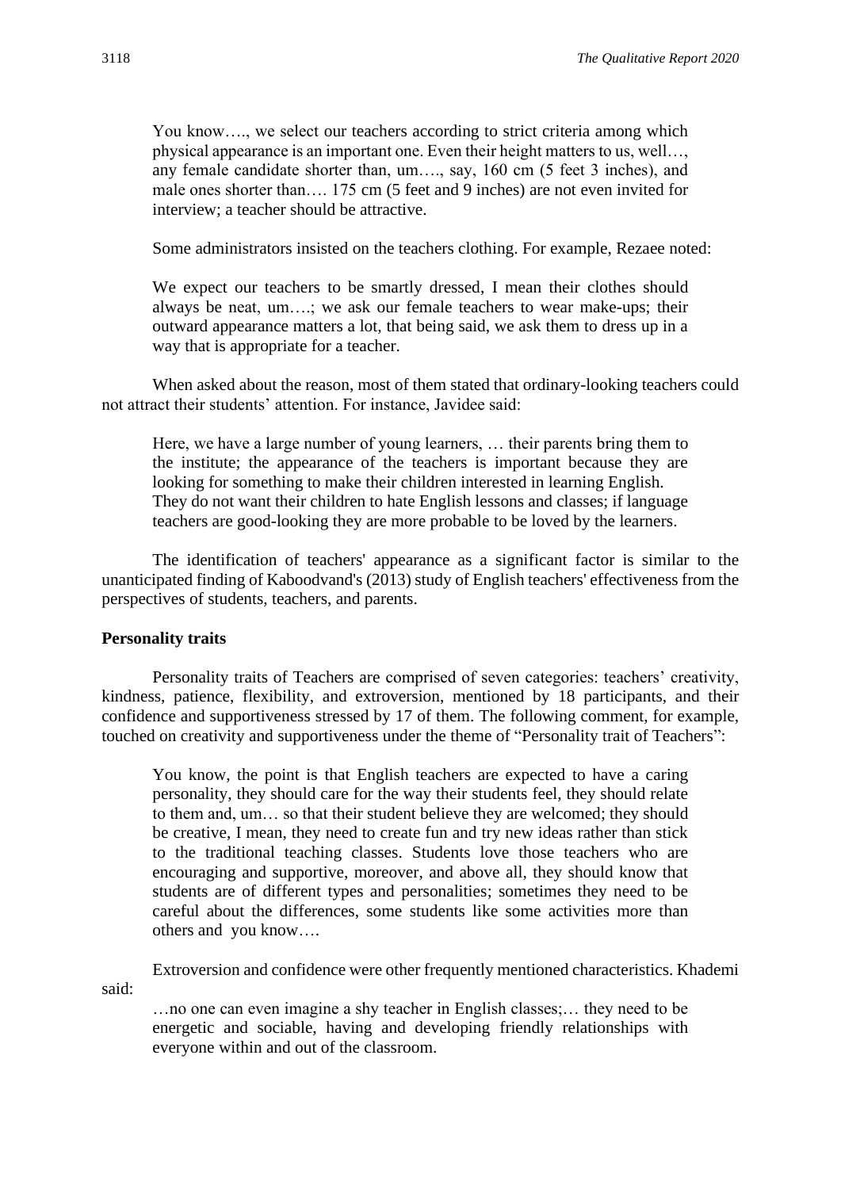> You know…., we select our teachers according to strict criteria among which physical appearance is an important one. Even their height matters to us, well…, any female candidate shorter than, um…., say, 160 cm (5 feet 3 inches), and male ones shorter than…. 175 cm (5 feet and 9 inches) are not even invited for interview; a teacher should be attractive.

Some administrators insisted on the teachers clothing. For example, Rezaee noted:

> We expect our teachers to be smartly dressed, I mean their clothes should always be neat, um….; we ask our female teachers to wear make-ups; their outward appearance matters a lot, that being said, we ask them to dress up in a way that is appropriate for a teacher.

When asked about the reason, most of them stated that ordinary-looking teachers could not attract their students' attention. For instance, Javidee said:

> Here, we have a large number of young learners, … their parents bring them to the institute; the appearance of the teachers is important because they are looking for something to make their children interested in learning English. They do not want their children to hate English lessons and classes; if language teachers are good-looking they are more probable to be loved by the learners.

The identification of teachers' appearance as a significant factor is similar to the unanticipated finding of Kaboodvand's (2013) study of English teachers' effectiveness from the perspectives of students, teachers, and parents.

**Personality traits**

Personality traits of Teachers are comprised of seven categories: teachers' creativity, kindness, patience, flexibility, and extroversion, mentioned by 18 participants, and their confidence and supportiveness stressed by 17 of them. The following comment, for example, touched on creativity and supportiveness under the theme of "Personality trait of Teachers":

> You know, the point is that English teachers are expected to have a caring personality, they should care for the way their students feel, they should relate to them and, um… so that their student believe they are welcomed; they should be creative, I mean, they need to create fun and try new ideas rather than stick to the traditional teaching classes. Students love those teachers who are encouraging and supportive, moreover, and above all, they should know that students are of different types and personalities; sometimes they need to be careful about the differences, some students like some activities more than others and you know….

Extroversion and confidence were other frequently mentioned characteristics. Khademi said:

> …no one can even imagine a shy teacher in English classes;… they need to be energetic and sociable, having and developing friendly relationships with everyone within and out of the classroom.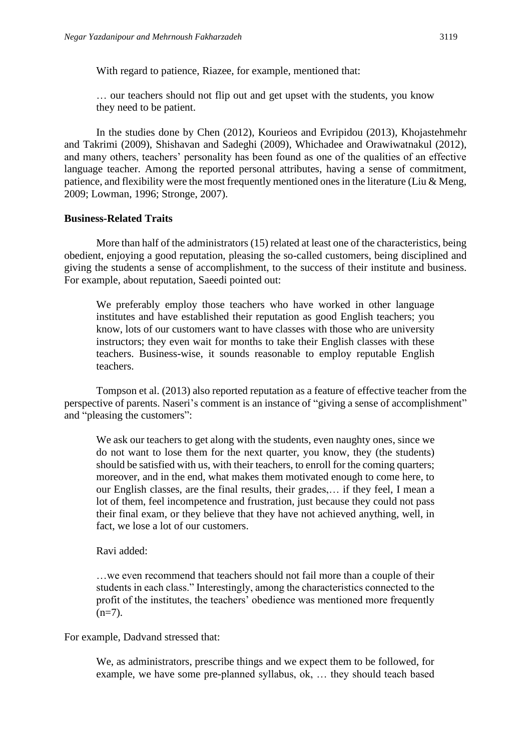With regard to patience, Riazee, for example, mentioned that:

> … our teachers should not flip out and get upset with the students, you know they need to be patient.

In the studies done by Chen (2012), Kourieos and Evripidou (2013), Khojastehmehr and Takrimi (2009), Shishavan and Sadeghi (2009), Whichadee and Orawiwatnakul (2012), and many others, teachers' personality has been found as one of the qualities of an effective language teacher. Among the reported personal attributes, having a sense of commitment, patience, and flexibility were the most frequently mentioned ones in the literature (Liu & Meng, 2009; Lowman, 1996; Stronge, 2007).

**Business-Related Traits**

More than half of the administrators (15) related at least one of the characteristics, being obedient, enjoying a good reputation, pleasing the so-called customers, being disciplined and giving the students a sense of accomplishment, to the success of their institute and business. For example, about reputation, Saeedi pointed out:

> We preferably employ those teachers who have worked in other language institutes and have established their reputation as good English teachers; you know, lots of our customers want to have classes with those who are university instructors; they even wait for months to take their English classes with these teachers. Business-wise, it sounds reasonable to employ reputable English teachers.

Tompson et al. (2013) also reported reputation as a feature of effective teacher from the perspective of parents. Naseri's comment is an instance of "giving a sense of accomplishment" and "pleasing the customers":

> We ask our teachers to get along with the students, even naughty ones, since we do not want to lose them for the next quarter, you know, they (the students) should be satisfied with us, with their teachers, to enroll for the coming quarters; moreover, and in the end, what makes them motivated enough to come here, to our English classes, are the final results, their grades,… if they feel, I mean a lot of them, feel incompetence and frustration, just because they could not pass their final exam, or they believe that they have not achieved anything, well, in fact, we lose a lot of our customers.

> Ravi added:

> …we even recommend that teachers should not fail more than a couple of their students in each class." Interestingly, among the characteristics connected to the profit of the institutes, the teachers' obedience was mentioned more frequently (n=7).

For example, Dadvand stressed that:

> We, as administrators, prescribe things and we expect them to be followed, for example, we have some pre-planned syllabus, ok, … they should teach based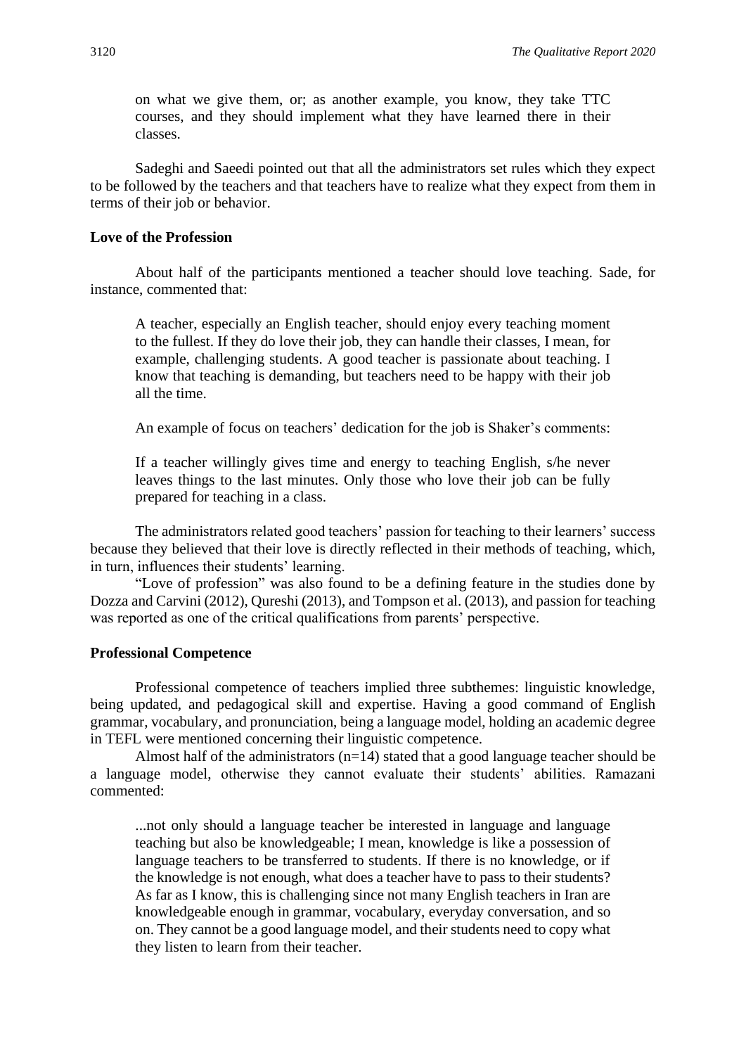> on what we give them, or; as another example, you know, they take TTC courses, and they should implement what they have learned there in their classes.

Sadeghi and Saeedi pointed out that all the administrators set rules which they expect to be followed by the teachers and that teachers have to realize what they expect from them in terms of their job or behavior.

**Love of the Profession**

About half of the participants mentioned a teacher should love teaching. Sade, for instance, commented that:

> A teacher, especially an English teacher, should enjoy every teaching moment to the fullest. If they do love their job, they can handle their classes, I mean, for example, challenging students. A good teacher is passionate about teaching. I know that teaching is demanding, but teachers need to be happy with their job all the time.

An example of focus on teachers' dedication for the job is Shaker's comments:

> If a teacher willingly gives time and energy to teaching English, s/he never leaves things to the last minutes. Only those who love their job can be fully prepared for teaching in a class.

The administrators related good teachers' passion for teaching to their learners' success because they believed that their love is directly reflected in their methods of teaching, which, in turn, influences their students' learning.

"Love of profession" was also found to be a defining feature in the studies done by Dozza and Carvini (2012), Qureshi (2013), and Tompson et al. (2013), and passion for teaching was reported as one of the critical qualifications from parents' perspective.

**Professional Competence**

Professional competence of teachers implied three subthemes: linguistic knowledge, being updated, and pedagogical skill and expertise. Having a good command of English grammar, vocabulary, and pronunciation, being a language model, holding an academic degree in TEFL were mentioned concerning their linguistic competence.

Almost half of the administrators (n=14) stated that a good language teacher should be a language model, otherwise they cannot evaluate their students' abilities. Ramazani commented:

> ...not only should a language teacher be interested in language and language teaching but also be knowledgeable; I mean, knowledge is like a possession of language teachers to be transferred to students. If there is no knowledge, or if the knowledge is not enough, what does a teacher have to pass to their students? As far as I know, this is challenging since not many English teachers in Iran are knowledgeable enough in grammar, vocabulary, everyday conversation, and so on. They cannot be a good language model, and their students need to copy what they listen to learn from their teacher.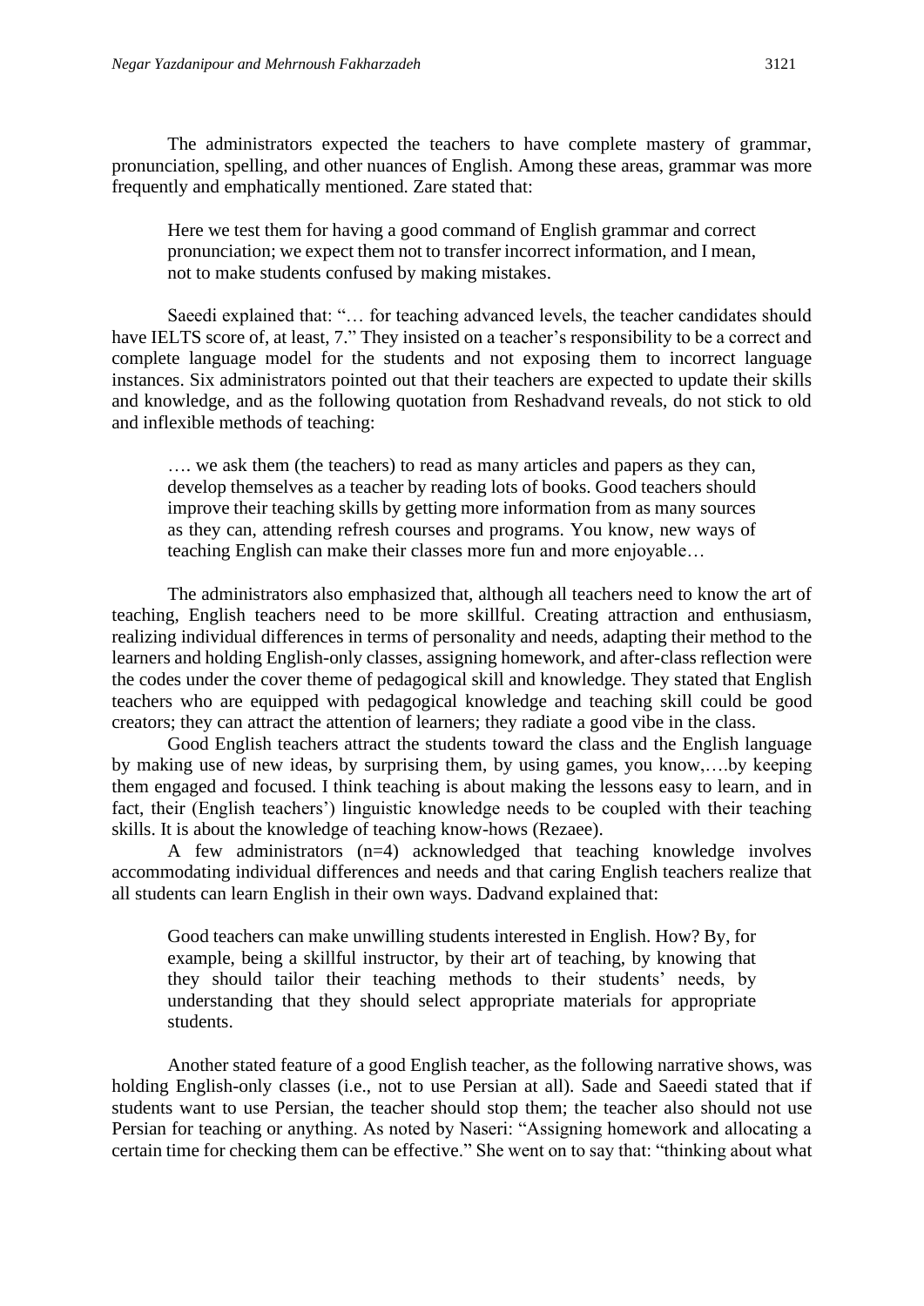The administrators expected the teachers to have complete mastery of grammar, pronunciation, spelling, and other nuances of English. Among these areas, grammar was more frequently and emphatically mentioned. Zare stated that:

> Here we test them for having a good command of English grammar and correct pronunciation; we expect them not to transfer incorrect information, and I mean, not to make students confused by making mistakes.

Saeedi explained that: "… for teaching advanced levels, the teacher candidates should have IELTS score of, at least, 7." They insisted on a teacher's responsibility to be a correct and complete language model for the students and not exposing them to incorrect language instances. Six administrators pointed out that their teachers are expected to update their skills and knowledge, and as the following quotation from Reshadvand reveals, do not stick to old and inflexible methods of teaching:

> …. we ask them (the teachers) to read as many articles and papers as they can, develop themselves as a teacher by reading lots of books. Good teachers should improve their teaching skills by getting more information from as many sources as they can, attending refresh courses and programs. You know, new ways of teaching English can make their classes more fun and more enjoyable…

The administrators also emphasized that, although all teachers need to know the art of teaching, English teachers need to be more skillful. Creating attraction and enthusiasm, realizing individual differences in terms of personality and needs, adapting their method to the learners and holding English-only classes, assigning homework, and after-class reflection were the codes under the cover theme of pedagogical skill and knowledge. They stated that English teachers who are equipped with pedagogical knowledge and teaching skill could be good creators; they can attract the attention of learners; they radiate a good vibe in the class.

Good English teachers attract the students toward the class and the English language by making use of new ideas, by surprising them, by using games, you know,….by keeping them engaged and focused. I think teaching is about making the lessons easy to learn, and in fact, their (English teachers') linguistic knowledge needs to be coupled with their teaching skills. It is about the knowledge of teaching know-hows (Rezaee).

A few administrators (n=4) acknowledged that teaching knowledge involves accommodating individual differences and needs and that caring English teachers realize that all students can learn English in their own ways. Dadvand explained that:

> Good teachers can make unwilling students interested in English. How? By, for example, being a skillful instructor, by their art of teaching, by knowing that they should tailor their teaching methods to their students' needs, by understanding that they should select appropriate materials for appropriate students.

Another stated feature of a good English teacher, as the following narrative shows, was holding English-only classes (i.e., not to use Persian at all). Sade and Saeedi stated that if students want to use Persian, the teacher should stop them; the teacher also should not use Persian for teaching or anything. As noted by Naseri: "Assigning homework and allocating a certain time for checking them can be effective." She went on to say that: "thinking about what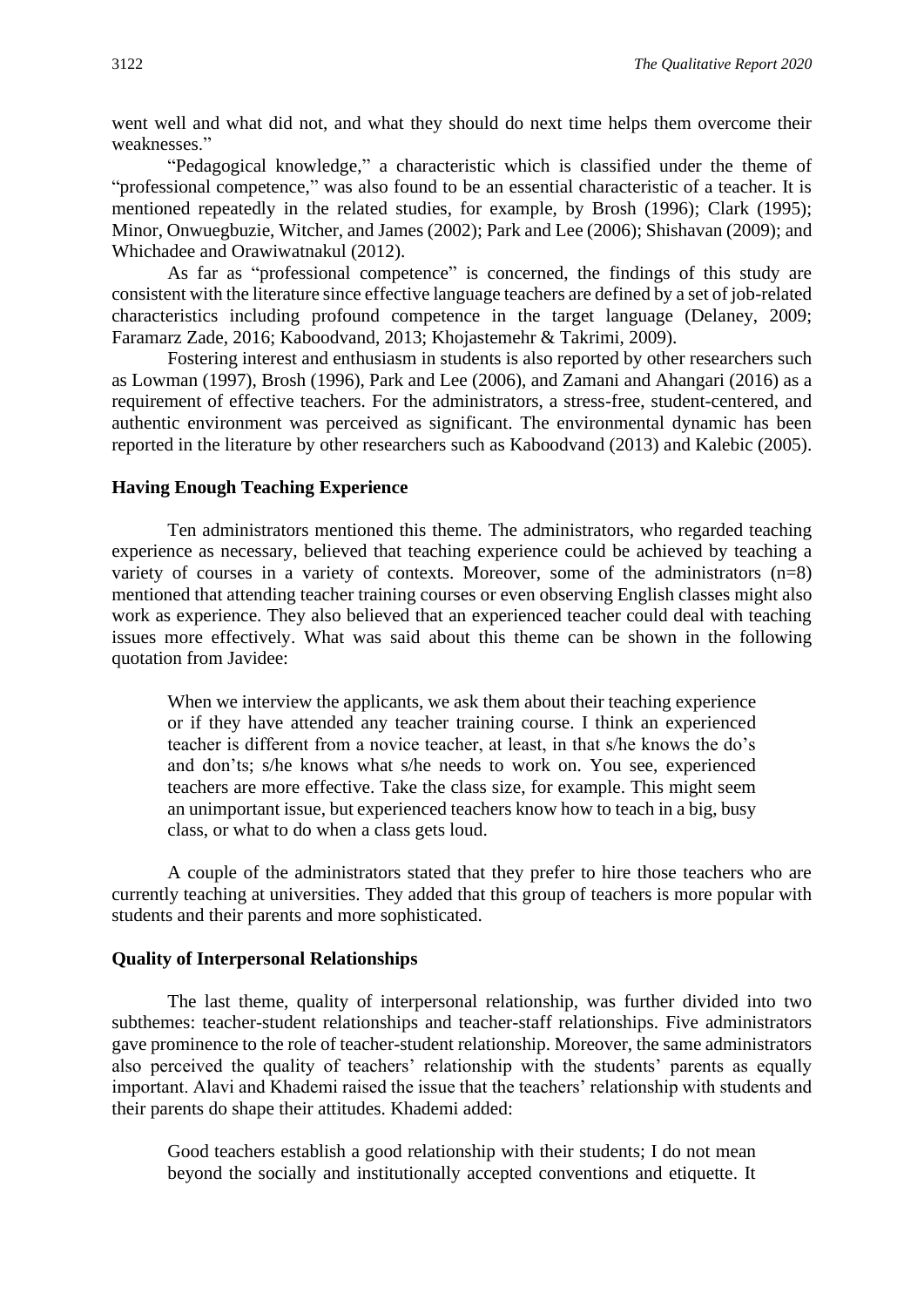went well and what did not, and what they should do next time helps them overcome their weaknesses."

"Pedagogical knowledge," a characteristic which is classified under the theme of "professional competence," was also found to be an essential characteristic of a teacher. It is mentioned repeatedly in the related studies, for example, by Brosh (1996); Clark (1995); Minor, Onwuegbuzie, Witcher, and James (2002); Park and Lee (2006); Shishavan (2009); and Whichadee and Orawiwatnakul (2012).

As far as "professional competence" is concerned, the findings of this study are consistent with the literature since effective language teachers are defined by a set of job-related characteristics including profound competence in the target language (Delaney, 2009; Faramarz Zade, 2016; Kaboodvand, 2013; Khojastemehr & Takrimi, 2009).

Fostering interest and enthusiasm in students is also reported by other researchers such as Lowman (1997), Brosh (1996), Park and Lee (2006), and Zamani and Ahangari (2016) as a requirement of effective teachers. For the administrators, a stress-free, student-centered, and authentic environment was perceived as significant. The environmental dynamic has been reported in the literature by other researchers such as Kaboodvand (2013) and Kalebic (2005).

### Having Enough Teaching Experience

Ten administrators mentioned this theme. The administrators, who regarded teaching experience as necessary, believed that teaching experience could be achieved by teaching a variety of courses in a variety of contexts. Moreover, some of the administrators (n=8) mentioned that attending teacher training courses or even observing English classes might also work as experience. They also believed that an experienced teacher could deal with teaching issues more effectively. What was said about this theme can be shown in the following quotation from Javidee:

> When we interview the applicants, we ask them about their teaching experience or if they have attended any teacher training course. I think an experienced teacher is different from a novice teacher, at least, in that s/he knows the do's and don'ts; s/he knows what s/he needs to work on. You see, experienced teachers are more effective. Take the class size, for example. This might seem an unimportant issue, but experienced teachers know how to teach in a big, busy class, or what to do when a class gets loud.

A couple of the administrators stated that they prefer to hire those teachers who are currently teaching at universities. They added that this group of teachers is more popular with students and their parents and more sophisticated.

### Quality of Interpersonal Relationships

The last theme, quality of interpersonal relationship, was further divided into two subthemes: teacher-student relationships and teacher-staff relationships. Five administrators gave prominence to the role of teacher-student relationship. Moreover, the same administrators also perceived the quality of teachers' relationship with the students' parents as equally important. Alavi and Khademi raised the issue that the teachers' relationship with students and their parents do shape their attitudes. Khademi added:

> Good teachers establish a good relationship with their students; I do not mean beyond the socially and institutionally accepted conventions and etiquette. It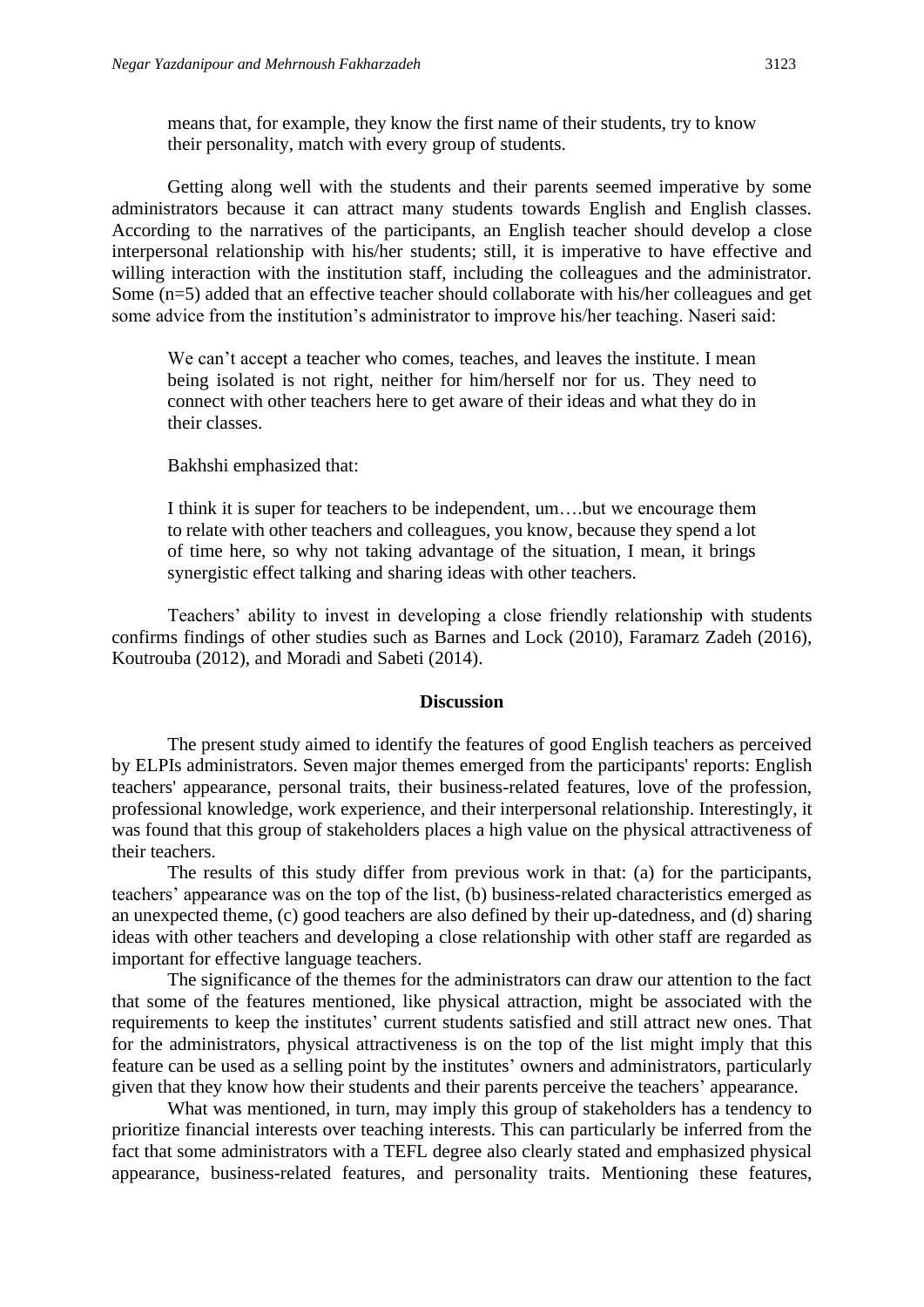means that, for example, they know the first name of their students, try to know their personality, match with every group of students.

Getting along well with the students and their parents seemed imperative by some administrators because it can attract many students towards English and English classes. According to the narratives of the participants, an English teacher should develop a close interpersonal relationship with his/her students; still, it is imperative to have effective and willing interaction with the institution staff, including the colleagues and the administrator. Some (n=5) added that an effective teacher should collaborate with his/her colleagues and get some advice from the institution's administrator to improve his/her teaching. Naseri said:

> We can't accept a teacher who comes, teaches, and leaves the institute. I mean being isolated is not right, neither for him/herself nor for us. They need to connect with other teachers here to get aware of their ideas and what they do in their classes.

Bakhshi emphasized that:

> I think it is super for teachers to be independent, um….but we encourage them to relate with other teachers and colleagues, you know, because they spend a lot of time here, so why not taking advantage of the situation, I mean, it brings synergistic effect talking and sharing ideas with other teachers.

Teachers' ability to invest in developing a close friendly relationship with students confirms findings of other studies such as Barnes and Lock (2010), Faramarz Zadeh (2016), Koutrouba (2012), and Moradi and Sabeti (2014).

## Discussion

The present study aimed to identify the features of good English teachers as perceived by ELPIs administrators. Seven major themes emerged from the participants' reports: English teachers' appearance, personal traits, their business-related features, love of the profession, professional knowledge, work experience, and their interpersonal relationship. Interestingly, it was found that this group of stakeholders places a high value on the physical attractiveness of their teachers.

The results of this study differ from previous work in that: (a) for the participants, teachers' appearance was on the top of the list, (b) business-related characteristics emerged as an unexpected theme, (c) good teachers are also defined by their up-datedness, and (d) sharing ideas with other teachers and developing a close relationship with other staff are regarded as important for effective language teachers.

The significance of the themes for the administrators can draw our attention to the fact that some of the features mentioned, like physical attraction, might be associated with the requirements to keep the institutes' current students satisfied and still attract new ones. That for the administrators, physical attractiveness is on the top of the list might imply that this feature can be used as a selling point by the institutes' owners and administrators, particularly given that they know how their students and their parents perceive the teachers' appearance.

What was mentioned, in turn, may imply this group of stakeholders has a tendency to prioritize financial interests over teaching interests. This can particularly be inferred from the fact that some administrators with a TEFL degree also clearly stated and emphasized physical appearance, business-related features, and personality traits. Mentioning these features,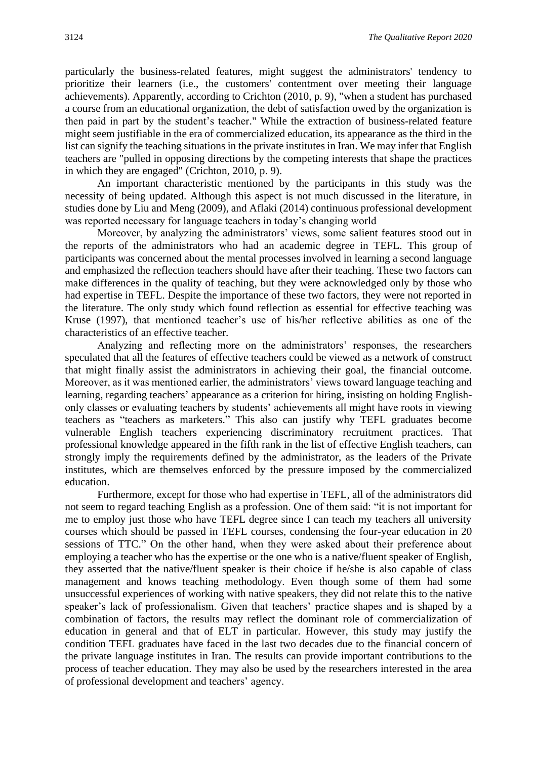particularly the business-related features, might suggest the administrators' tendency to prioritize their learners (i.e., the customers' contentment over meeting their language achievements). Apparently, according to Crichton (2010, p. 9), "when a student has purchased a course from an educational organization, the debt of satisfaction owed by the organization is then paid in part by the student's teacher." While the extraction of business-related feature might seem justifiable in the era of commercialized education, its appearance as the third in the list can signify the teaching situations in the private institutes in Iran. We may infer that English teachers are "pulled in opposing directions by the competing interests that shape the practices in which they are engaged" (Crichton, 2010, p. 9).

An important characteristic mentioned by the participants in this study was the necessity of being updated. Although this aspect is not much discussed in the literature, in studies done by Liu and Meng (2009), and Aflaki (2014) continuous professional development was reported necessary for language teachers in today's changing world

Moreover, by analyzing the administrators' views, some salient features stood out in the reports of the administrators who had an academic degree in TEFL. This group of participants was concerned about the mental processes involved in learning a second language and emphasized the reflection teachers should have after their teaching. These two factors can make differences in the quality of teaching, but they were acknowledged only by those who had expertise in TEFL. Despite the importance of these two factors, they were not reported in the literature. The only study which found reflection as essential for effective teaching was Kruse (1997), that mentioned teacher's use of his/her reflective abilities as one of the characteristics of an effective teacher.

Analyzing and reflecting more on the administrators' responses, the researchers speculated that all the features of effective teachers could be viewed as a network of construct that might finally assist the administrators in achieving their goal, the financial outcome. Moreover, as it was mentioned earlier, the administrators' views toward language teaching and learning, regarding teachers' appearance as a criterion for hiring, insisting on holding English-only classes or evaluating teachers by students' achievements all might have roots in viewing teachers as "teachers as marketers." This also can justify why TEFL graduates become vulnerable English teachers experiencing discriminatory recruitment practices. That professional knowledge appeared in the fifth rank in the list of effective English teachers, can strongly imply the requirements defined by the administrator, as the leaders of the Private institutes, which are themselves enforced by the pressure imposed by the commercialized education.

Furthermore, except for those who had expertise in TEFL, all of the administrators did not seem to regard teaching English as a profession. One of them said: "it is not important for me to employ just those who have TEFL degree since I can teach my teachers all university courses which should be passed in TEFL courses, condensing the four-year education in 20 sessions of TTC." On the other hand, when they were asked about their preference about employing a teacher who has the expertise or the one who is a native/fluent speaker of English, they asserted that the native/fluent speaker is their choice if he/she is also capable of class management and knows teaching methodology. Even though some of them had some unsuccessful experiences of working with native speakers, they did not relate this to the native speaker's lack of professionalism. Given that teachers' practice shapes and is shaped by a combination of factors, the results may reflect the dominant role of commercialization of education in general and that of ELT in particular. However, this study may justify the condition TEFL graduates have faced in the last two decades due to the financial concern of the private language institutes in Iran. The results can provide important contributions to the process of teacher education. They may also be used by the researchers interested in the area of professional development and teachers' agency.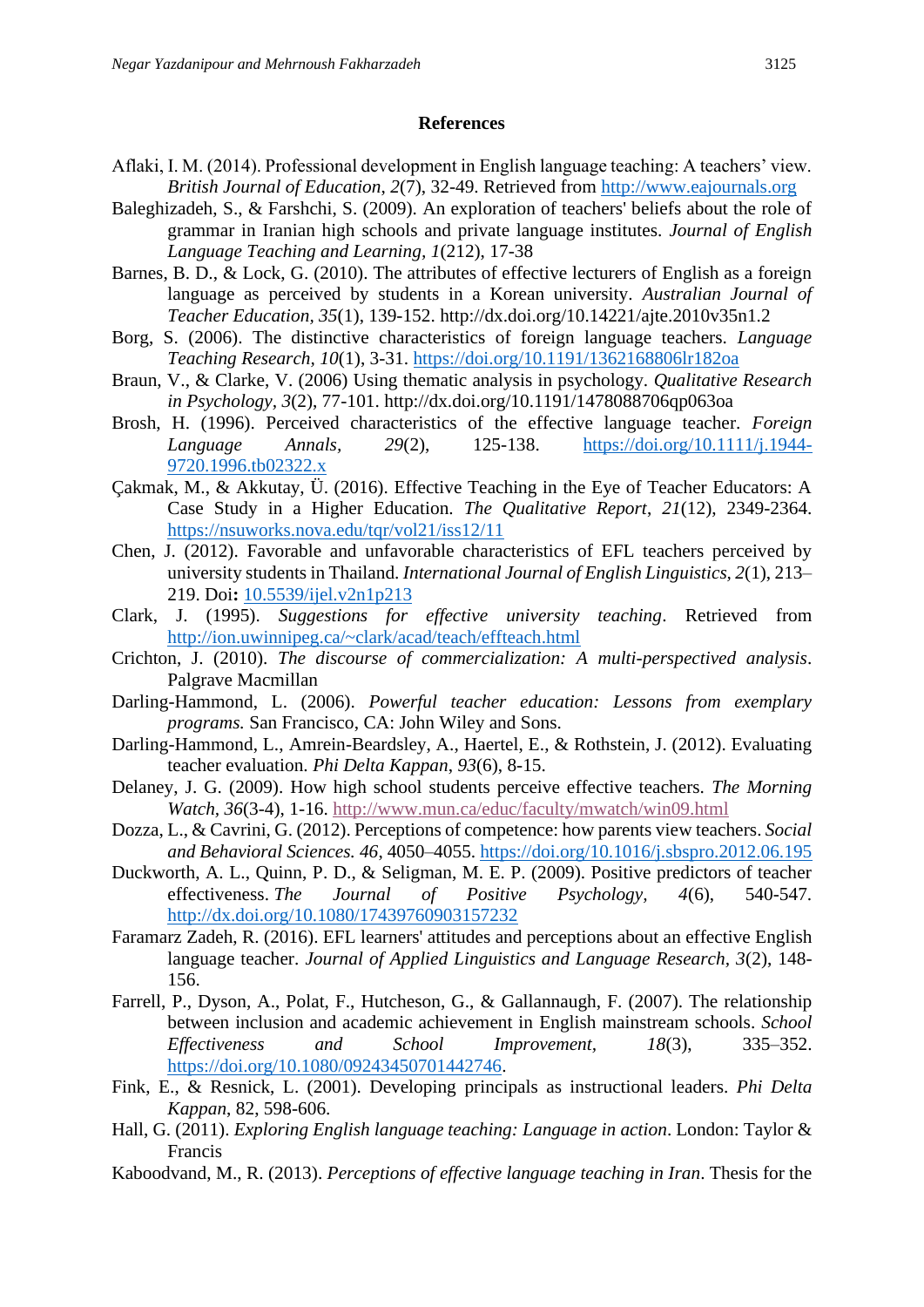## References

Aflaki, I. M. (2014). Professional development in English language teaching: A teachers' view. *British Journal of Education*, *2*(7), 32-49. Retrieved from http://www.eajournals.org

Baleghizadeh, S., & Farshchi, S. (2009). An exploration of teachers' beliefs about the role of grammar in Iranian high schools and private language institutes. *Journal of English Language Teaching and Learning, 1*(212), 17-38

Barnes, B. D., & Lock, G. (2010). The attributes of effective lecturers of English as a foreign language as perceived by students in a Korean university. *Australian Journal of Teacher Education*, *35*(1), 139-152. http://dx.doi.org/10.14221/ajte.2010v35n1.2

Borg, S. (2006). The distinctive characteristics of foreign language teachers. *Language Teaching Research*, *10*(1), 3-31. https://doi.org/10.1191/1362168806lr182oa

Braun, V., & Clarke, V. (2006) Using thematic analysis in psychology. *Qualitative Research in Psychology, 3*(2), 77-101. http://dx.doi.org/10.1191/1478088706qp063oa

Brosh, H. (1996). Perceived characteristics of the effective language teacher. *Foreign Language Annals*, *29*(2), 125-138. https://doi.org/10.1111/j.1944-9720.1996.tb02322.x

Çakmak, M., & Akkutay, Ü. (2016). Effective Teaching in the Eye of Teacher Educators: A Case Study in a Higher Education. *The Qualitative Report*, *21*(12), 2349-2364. https://nsuworks.nova.edu/tqr/vol21/iss12/11

Chen, J. (2012). Favorable and unfavorable characteristics of EFL teachers perceived by university students in Thailand. *International Journal of English Linguistics, 2*(1), 213–219. Doi**:** 10.5539/ijel.v2n1p213

Clark, J. (1995). *Suggestions for effective university teaching*. Retrieved from http://ion.uwinnipeg.ca/~clark/acad/teach/effteach.html

Crichton, J. (2010). *The discourse of commercialization: A multi-perspectived analysis*. Palgrave Macmillan

Darling-Hammond, L. (2006). *Powerful teacher education: Lessons from exemplary programs.* San Francisco, CA: John Wiley and Sons.

Darling-Hammond, L., Amrein-Beardsley, A., Haertel, E., & Rothstein, J. (2012). Evaluating teacher evaluation. *Phi Delta Kappan*, *93*(6), 8-15.

Delaney, J. G. (2009). How high school students perceive effective teachers. *The Morning Watch, 36*(3-4), 1-16. http://www.mun.ca/educ/faculty/mwatch/win09.html

Dozza, L., & Cavrini, G. (2012). Perceptions of competence: how parents view teachers. *Social and Behavioral Sciences. 46*, 4050–4055. https://doi.org/10.1016/j.sbspro.2012.06.195

Duckworth, A. L., Quinn, P. D., & Seligman, M. E. P. (2009). Positive predictors of teacher effectiveness. *The Journal of Positive Psychology*, *4*(6), 540-547. http://dx.doi.org/10.1080/17439760903157232

Faramarz Zadeh, R. (2016). EFL learners' attitudes and perceptions about an effective English language teacher. *Journal of Applied Linguistics and Language Research*, *3*(2), 148-156.

Farrell, P., Dyson, A., Polat, F., Hutcheson, G., & Gallannaugh, F. (2007). The relationship between inclusion and academic achievement in English mainstream schools. *School Effectiveness and School Improvement*, *18*(3), 335–352. https://doi.org/10.1080/09243450701442746.

Fink, E., & Resnick, L. (2001). Developing principals as instructional leaders. *Phi Delta Kappan*, 82, 598-606.

Hall, G. (2011). *Exploring English language teaching: Language in action*. London: Taylor & Francis

Kaboodvand, M., R. (2013). *Perceptions of effective language teaching in Iran*. Thesis for the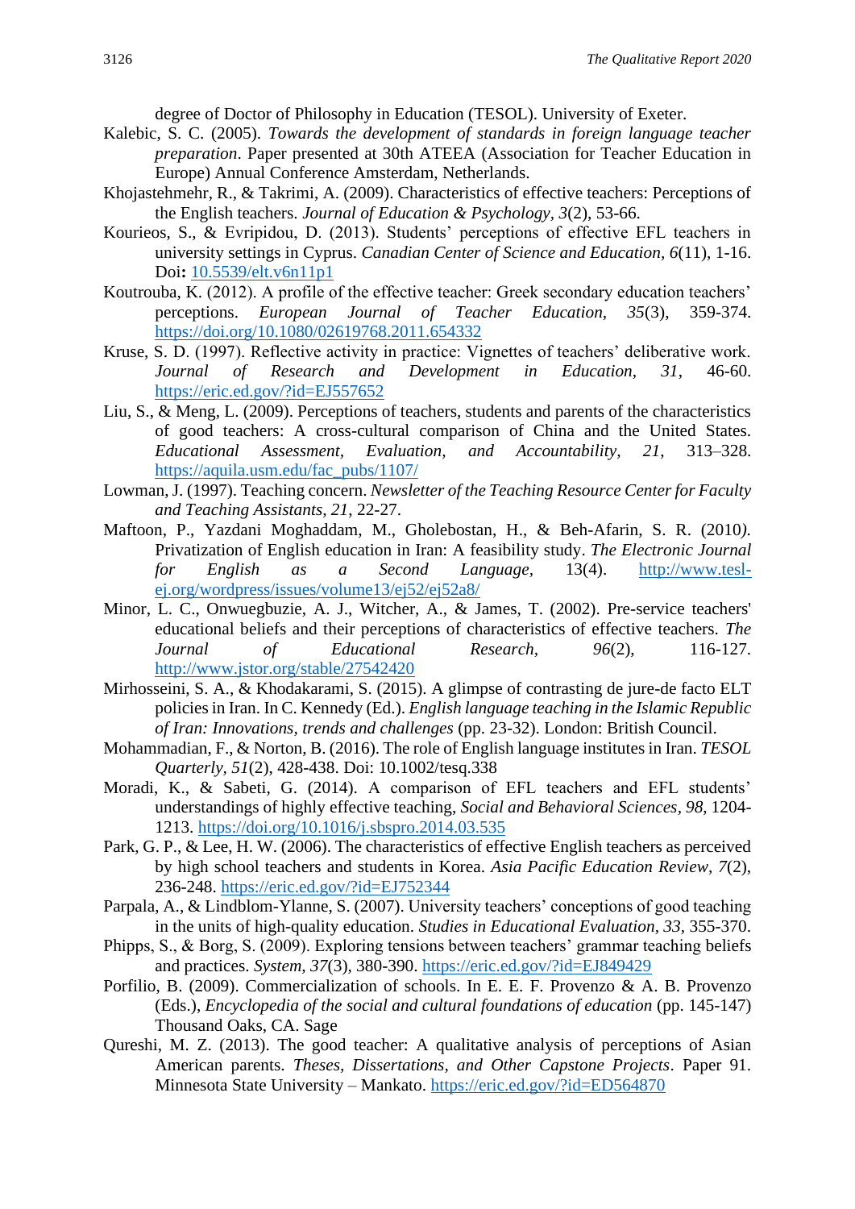degree of Doctor of Philosophy in Education (TESOL). University of Exeter.

Kalebic, S. C. (2005). *Towards the development of standards in foreign language teacher preparation*. Paper presented at 30th ATEEA (Association for Teacher Education in Europe) Annual Conference Amsterdam, Netherlands.

Khojastehmehr, R., & Takrimi, A. (2009). Characteristics of effective teachers: Perceptions of the English teachers. *Journal of Education & Psychology, 3*(2), 53-66.

Kourieos, S., & Evripidou, D. (2013). Students' perceptions of effective EFL teachers in university settings in Cyprus. *Canadian Center of Science and Education, 6*(11), 1-16. Doi**:** 10.5539/elt.v6n11p1

Koutrouba, K. (2012). A profile of the effective teacher: Greek secondary education teachers' perceptions. *European Journal of Teacher Education, 35*(3), 359-374. https://doi.org/10.1080/02619768.2011.654332

Kruse, S. D. (1997). Reflective activity in practice: Vignettes of teachers' deliberative work. *Journal of Research and Development in Education, 31*, 46-60. https://eric.ed.gov/?id=EJ557652

Liu, S., & Meng, L. (2009). Perceptions of teachers, students and parents of the characteristics of good teachers: A cross-cultural comparison of China and the United States. *Educational Assessment, Evaluation, and Accountability, 21*, 313–328. https://aquila.usm.edu/fac_pubs/1107/

Lowman, J. (1997). Teaching concern. *Newsletter of the Teaching Resource Center for Faculty and Teaching Assistants, 21*, 22-27.

Maftoon, P., Yazdani Moghaddam, M., Gholebostan, H., & Beh-Afarin, S. R. (2010*)*. Privatization of English education in Iran: A feasibility study. *The Electronic Journal for English as a Second Language*, 13(4). http://www.tesl-ej.org/wordpress/issues/volume13/ej52/ej52a8/

Minor, L. C., Onwuegbuzie, A. J., Witcher, A., & James, T. (2002). Pre-service teachers' educational beliefs and their perceptions of characteristics of effective teachers. *The Journal of Educational Research, 96*(2), 116-127. http://www.jstor.org/stable/27542420

Mirhosseini, S. A., & Khodakarami, S. (2015). A glimpse of contrasting de jure-de facto ELT policies in Iran. In C. Kennedy (Ed.). *English language teaching in the Islamic Republic of Iran: Innovations, trends and challenges* (pp. 23-32). London: British Council.

Mohammadian, F., & Norton, B. (2016). The role of English language institutes in Iran. *TESOL Quarterly, 51*(2), 428-438. Doi: 10.1002/tesq.338

Moradi, K., & Sabeti, G. (2014). A comparison of EFL teachers and EFL students' understandings of highly effective teaching, *Social and Behavioral Sciences, 98*, 1204-1213. https://doi.org/10.1016/j.sbspro.2014.03.535

Park, G. P., & Lee, H. W. (2006). The characteristics of effective English teachers as perceived by high school teachers and students in Korea. *Asia Pacific Education Review, 7*(2), 236-248. https://eric.ed.gov/?id=EJ752344

Parpala, A., & Lindblom-Ylanne, S. (2007). University teachers' conceptions of good teaching in the units of high-quality education. *Studies in Educational Evaluation, 33*, 355-370.

Phipps, S., & Borg, S. (2009). Exploring tensions between teachers' grammar teaching beliefs and practices. *System, 37*(3), 380-390. https://eric.ed.gov/?id=EJ849429

Porfilio, B. (2009). Commercialization of schools. In E. E. F. Provenzo & A. B. Provenzo (Eds.), *Encyclopedia of the social and cultural foundations of education* (pp. 145-147) Thousand Oaks, CA. Sage

Qureshi, M. Z. (2013). The good teacher: A qualitative analysis of perceptions of Asian American parents. *Theses, Dissertations, and Other Capstone Projects*. Paper 91. Minnesota State University – Mankato. https://eric.ed.gov/?id=ED564870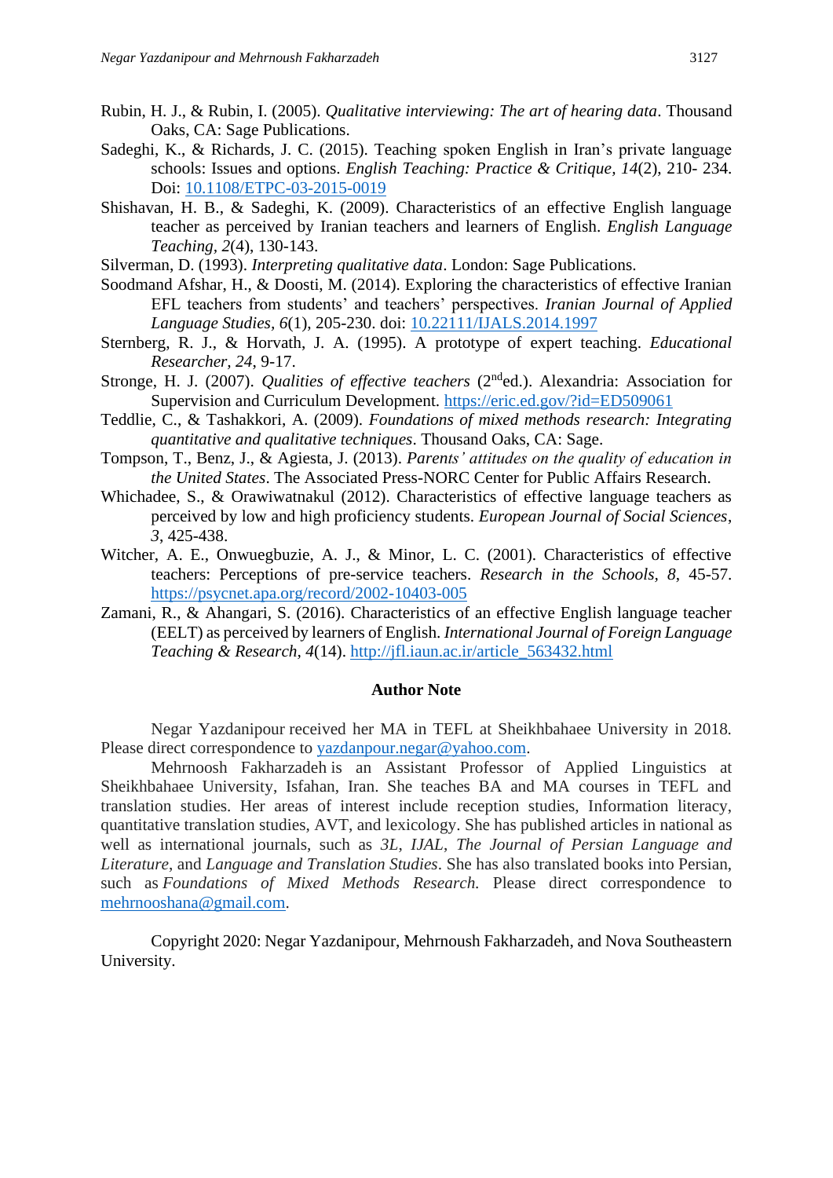Rubin, H. J., & Rubin, I. (2005). *Qualitative interviewing: The art of hearing data*. Thousand Oaks, CA: Sage Publications.

Sadeghi, K., & Richards, J. C. (2015). Teaching spoken English in Iran's private language schools: Issues and options. *English Teaching: Practice & Critique, 14*(2), 210- 234. Doi: [10.1108/ETPC-03-2015-0019](https://doi.org/10.1108/ETPC-03-2015-0019)

Shishavan, H. B., & Sadeghi, K. (2009). Characteristics of an effective English language teacher as perceived by Iranian teachers and learners of English. *English Language Teaching, 2*(4), 130-143.

Silverman, D. (1993). *Interpreting qualitative data*. London: Sage Publications.

Soodmand Afshar, H., & Doosti, M. (2014). Exploring the characteristics of effective Iranian EFL teachers from students' and teachers' perspectives. *Iranian Journal of Applied Language Studies, 6*(1), 205-230. doi: [10.22111/IJALS.2014.1997](https://doi.org/10.22111/IJALS.2014.1997)

Sternberg, R. J., & Horvath, J. A. (1995). A prototype of expert teaching. *Educational Researcher, 24*, 9-17.

Stronge, H. J. (2007). *Qualities of effective teachers* (2nd ed.). Alexandria: Association for Supervision and Curriculum Development. https://eric.ed.gov/?id=ED509061

Teddlie, C., & Tashakkori, A. (2009). *Foundations of mixed methods research: Integrating quantitative and qualitative techniques*. Thousand Oaks, CA: Sage.

Tompson, T., Benz, J., & Agiesta, J. (2013). *Parents' attitudes on the quality of education in the United States*. The Associated Press-NORC Center for Public Affairs Research.

Whichadee, S., & Orawiwatnakul (2012). Characteristics of effective language teachers as perceived by low and high proficiency students. *European Journal of Social Sciences*, *3*, 425-438.

Witcher, A. E., Onwuegbuzie, A. J., & Minor, L. C. (2001). Characteristics of effective teachers: Perceptions of pre-service teachers. *Research in the Schools, 8*, 45-57. https://psycnet.apa.org/record/2002-10403-005

Zamani, R., & Ahangari, S. (2016). Characteristics of an effective English language teacher (EELT) as perceived by learners of English. *International Journal of Foreign Language Teaching & Research, 4*(14). http://jfl.iaun.ac.ir/article_563432.html

## Author Note

Negar Yazdanipour received her MA in TEFL at Sheikhbahaee University in 2018. Please direct correspondence to yazdanpour.negar@yahoo.com.

Mehrnoosh Fakharzadeh is an Assistant Professor of Applied Linguistics at Sheikhbahaee University, Isfahan, Iran. She teaches BA and MA courses in TEFL and translation studies. Her areas of interest include reception studies, Information literacy, quantitative translation studies, AVT, and lexicology. She has published articles in national as well as international journals, such as *3L*, *IJAL*, *The Journal of Persian Language and Literature*, and *Language and Translation Studies*. She has also translated books into Persian, such as *Foundations of Mixed Methods Research.* Please direct correspondence to mehrnooshana@gmail.com.

Copyright 2020: Negar Yazdanipour, Mehrnoush Fakharzadeh, and Nova Southeastern University.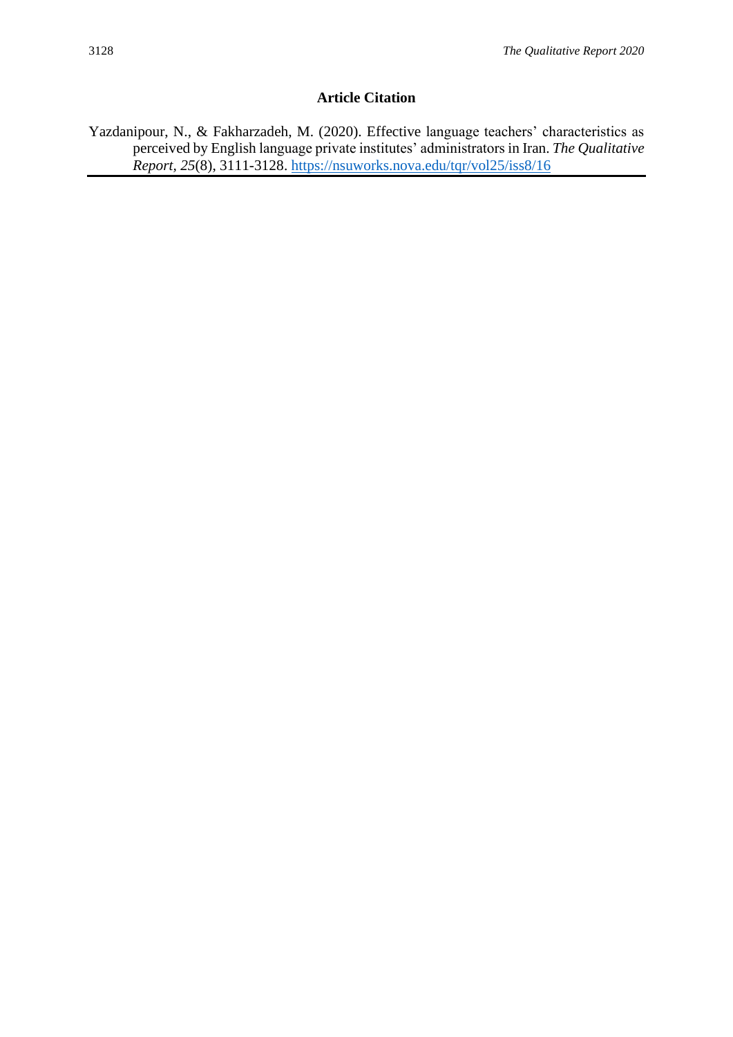## Article Citation

Yazdanipour, N., & Fakharzadeh, M. (2020). Effective language teachers' characteristics as perceived by English language private institutes' administrators in Iran. *The Qualitative Report*, *25*(8), 3111-3128. https://nsuworks.nova.edu/tqr/vol25/iss8/16